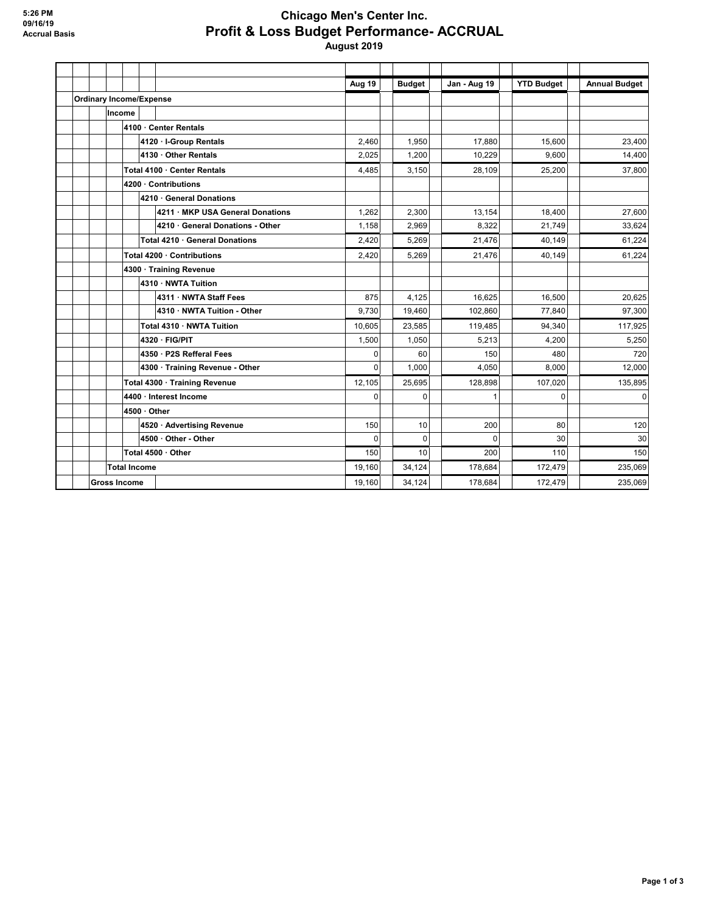5:26 PM
09/16/19
Accrual Basis

# Chicago Men's Center Inc.
## Profit & Loss Budget Performance- ACCRUAL
### August 2019

| | Aug 19 | Budget | Jan - Aug 19 | YTD Budget | Annual Budget |
|---|---|---|---|---|---|
| **Ordinary Income/Expense** | | | | | |
| **Income** | | | | | |
| **4100 · Center Rentals** | | | | | |
| **4120 · I-Group Rentals** | 2,460 | 1,950 | 17,880 | 15,600 | 23,400 |
| **4130 · Other Rentals** | 2,025 | 1,200 | 10,229 | 9,600 | 14,400 |
| **Total 4100 · Center Rentals** | 4,485 | 3,150 | 28,109 | 25,200 | 37,800 |
| **4200 · Contributions** | | | | | |
| **4210 · General Donations** | | | | | |
| **4211 · MKP USA General Donations** | 1,262 | 2,300 | 13,154 | 18,400 | 27,600 |
| **4210 · General Donations - Other** | 1,158 | 2,969 | 8,322 | 21,749 | 33,624 |
| **Total 4210 · General Donations** | 2,420 | 5,269 | 21,476 | 40,149 | 61,224 |
| **Total 4200 · Contributions** | 2,420 | 5,269 | 21,476 | 40,149 | 61,224 |
| **4300 · Training Revenue** | | | | | |
| **4310 · NWTA Tuition** | | | | | |
| **4311 · NWTA Staff Fees** | 875 | 4,125 | 16,625 | 16,500 | 20,625 |
| **4310 · NWTA Tuition - Other** | 9,730 | 19,460 | 102,860 | 77,840 | 97,300 |
| **Total 4310 · NWTA Tuition** | 10,605 | 23,585 | 119,485 | 94,340 | 117,925 |
| **4320 · FIG/PIT** | 1,500 | 1,050 | 5,213 | 4,200 | 5,250 |
| **4350 · P2S Refferal Fees** | 0 | 60 | 150 | 480 | 720 |
| **4300 · Training Revenue - Other** | 0 | 1,000 | 4,050 | 8,000 | 12,000 |
| **Total 4300 · Training Revenue** | 12,105 | 25,695 | 128,898 | 107,020 | 135,895 |
| **4400 · Interest Income** | 0 | 0 | 1 | 0 | 0 |
| **4500 · Other** | | | | | |
| **4520 · Advertising Revenue** | 150 | 10 | 200 | 80 | 120 |
| **4500 · Other - Other** | 0 | 0 | 0 | 30 | 30 |
| **Total 4500 · Other** | 150 | 10 | 200 | 110 | 150 |
| **Total Income** | 19,160 | 34,124 | 178,684 | 172,479 | 235,069 |
| **Gross Income** | 19,160 | 34,124 | 178,684 | 172,479 | 235,069 |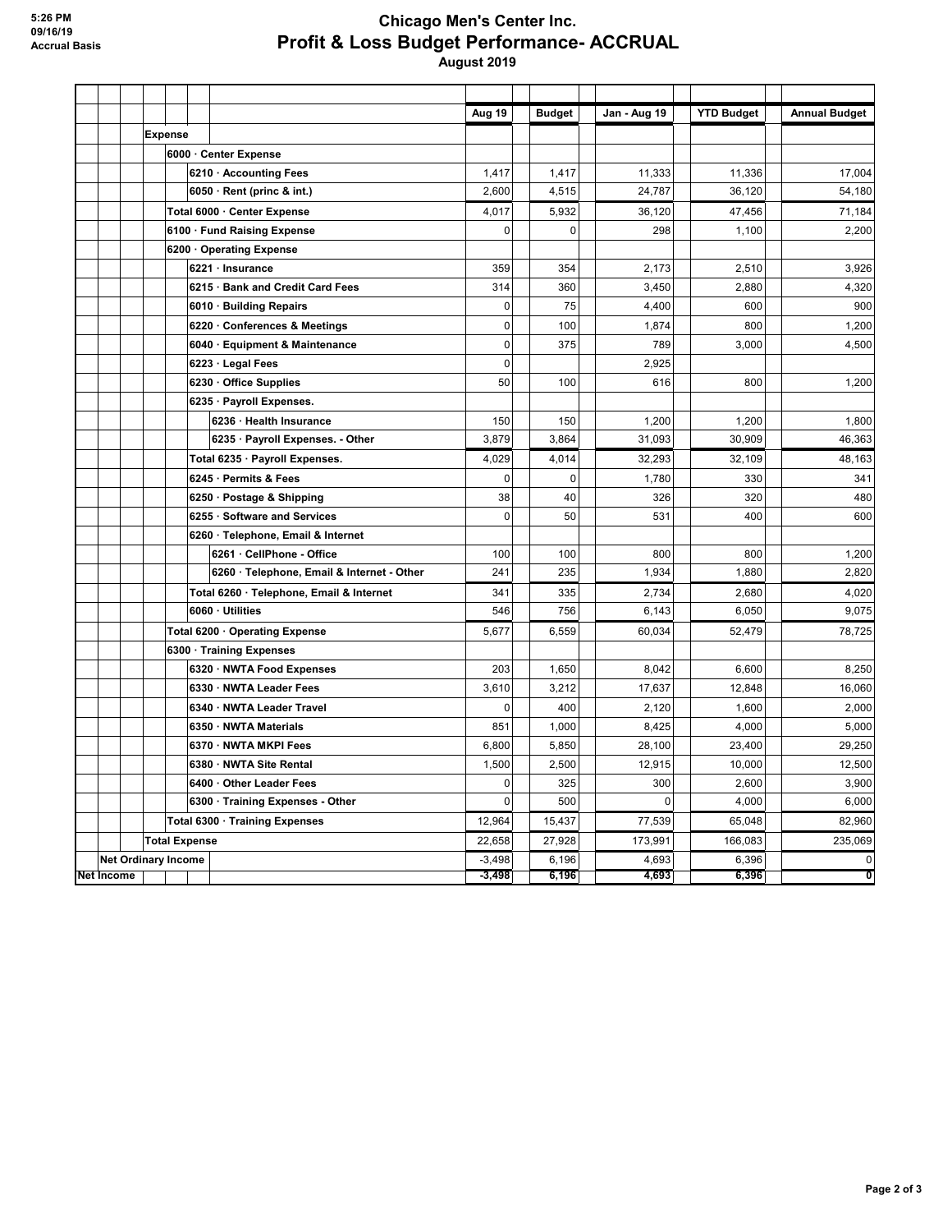# Chicago Men's Center Inc.

## Profit & Loss Budget Performance- ACCRUAL

### August 2019

5:26 PM
09/16/19
Accrual Basis

| | Aug 19 | Budget | Jan - Aug 19 | YTD Budget | Annual Budget |
|---|---|---|---|---|---|
| **Expense** | | | | | |
| **6000 · Center Expense** | | | | | |
| **6210 · Accounting Fees** | 1,417 | 1,417 | 11,333 | 11,336 | 17,004 |
| **6050 · Rent (princ & int.)** | 2,600 | 4,515 | 24,787 | 36,120 | 54,180 |
| **Total 6000 · Center Expense** | 4,017 | 5,932 | 36,120 | 47,456 | 71,184 |
| **6100 · Fund Raising Expense** | 0 | 0 | 298 | 1,100 | 2,200 |
| **6200 · Operating Expense** | | | | | |
| **6221 · Insurance** | 359 | 354 | 2,173 | 2,510 | 3,926 |
| **6215 · Bank and Credit Card Fees** | 314 | 360 | 3,450 | 2,880 | 4,320 |
| **6010 · Building Repairs** | 0 | 75 | 4,400 | 600 | 900 |
| **6220 · Conferences & Meetings** | 0 | 100 | 1,874 | 800 | 1,200 |
| **6040 · Equipment & Maintenance** | 0 | 375 | 789 | 3,000 | 4,500 |
| **6223 · Legal Fees** | 0 | | 2,925 | | |
| **6230 · Office Supplies** | 50 | 100 | 616 | 800 | 1,200 |
| **6235 · Payroll Expenses.** | | | | | |
| **6236 · Health Insurance** | 150 | 150 | 1,200 | 1,200 | 1,800 |
| **6235 · Payroll Expenses. - Other** | 3,879 | 3,864 | 31,093 | 30,909 | 46,363 |
| **Total 6235 · Payroll Expenses.** | 4,029 | 4,014 | 32,293 | 32,109 | 48,163 |
| **6245 · Permits & Fees** | 0 | 0 | 1,780 | 330 | 341 |
| **6250 · Postage & Shipping** | 38 | 40 | 326 | 320 | 480 |
| **6255 · Software and Services** | 0 | 50 | 531 | 400 | 600 |
| **6260 · Telephone, Email & Internet** | | | | | |
| **6261 · CellPhone - Office** | 100 | 100 | 800 | 800 | 1,200 |
| **6260 · Telephone, Email & Internet - Other** | 241 | 235 | 1,934 | 1,880 | 2,820 |
| **Total 6260 · Telephone, Email & Internet** | 341 | 335 | 2,734 | 2,680 | 4,020 |
| **6060 · Utilities** | 546 | 756 | 6,143 | 6,050 | 9,075 |
| **Total 6200 · Operating Expense** | 5,677 | 6,559 | 60,034 | 52,479 | 78,725 |
| **6300 · Training Expenses** | | | | | |
| **6320 · NWTA Food Expenses** | 203 | 1,650 | 8,042 | 6,600 | 8,250 |
| **6330 · NWTA Leader Fees** | 3,610 | 3,212 | 17,637 | 12,848 | 16,060 |
| **6340 · NWTA Leader Travel** | 0 | 400 | 2,120 | 1,600 | 2,000 |
| **6350 · NWTA Materials** | 851 | 1,000 | 8,425 | 4,000 | 5,000 |
| **6370 · NWTA MKPI Fees** | 6,800 | 5,850 | 28,100 | 23,400 | 29,250 |
| **6380 · NWTA Site Rental** | 1,500 | 2,500 | 12,915 | 10,000 | 12,500 |
| **6400 · Other Leader Fees** | 0 | 325 | 300 | 2,600 | 3,900 |
| **6300 · Training Expenses - Other** | 0 | 500 | 0 | 4,000 | 6,000 |
| **Total 6300 · Training Expenses** | 12,964 | 15,437 | 77,539 | 65,048 | 82,960 |
| **Total Expense** | 22,658 | 27,928 | 173,991 | 166,083 | 235,069 |
| **Net Ordinary Income** | -3,498 | 6,196 | 4,693 | 6,396 | 0 |
| **Net Income** | **-3,498** | **6,196** | **4,693** | **6,396** | **0** |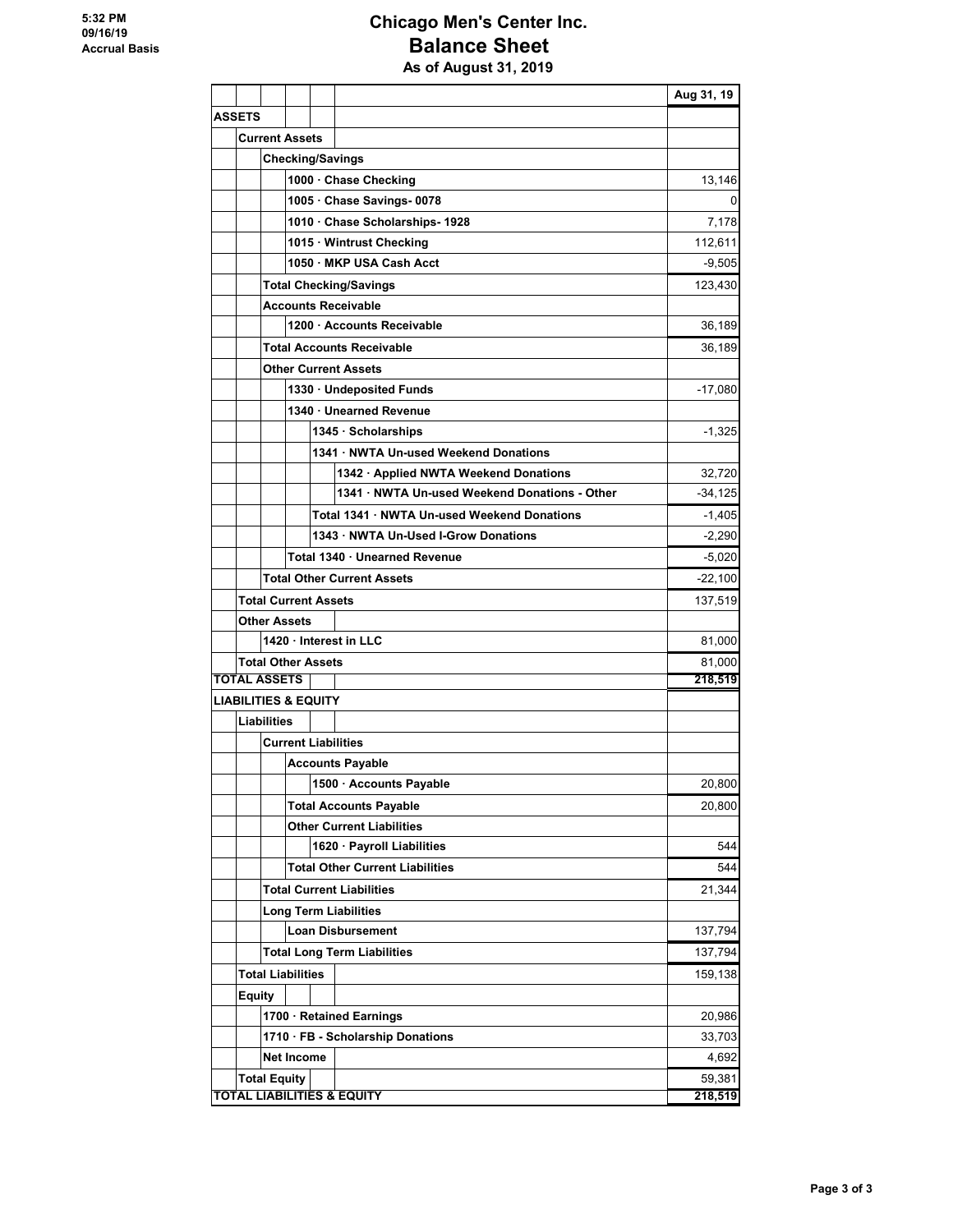5:32 PM
09/16/19
Accrual Basis

# Chicago Men's Center Inc.
## Balance Sheet
### As of August 31, 2019

| | Aug 31, 19 |
|---|---|
| **ASSETS** | |
| **Current Assets** | |
| **Checking/Savings** | |
| **1000 · Chase Checking** | 13,146 |
| **1005 · Chase Savings- 0078** | 0 |
| **1010 · Chase Scholarships- 1928** | 7,178 |
| **1015 · Wintrust Checking** | 112,611 |
| **1050 · MKP USA Cash Acct** | -9,505 |
| **Total Checking/Savings** | 123,430 |
| **Accounts Receivable** | |
| **1200 · Accounts Receivable** | 36,189 |
| **Total Accounts Receivable** | 36,189 |
| **Other Current Assets** | |
| **1330 · Undeposited Funds** | -17,080 |
| **1340 · Unearned Revenue** | |
| **1345 · Scholarships** | -1,325 |
| **1341 · NWTA Un-used Weekend Donations** | |
| **1342 · Applied NWTA Weekend Donations** | 32,720 |
| **1341 · NWTA Un-used Weekend Donations - Other** | -34,125 |
| **Total 1341 · NWTA Un-used Weekend Donations** | -1,405 |
| **1343 · NWTA Un-Used I-Grow Donations** | -2,290 |
| **Total 1340 · Unearned Revenue** | -5,020 |
| **Total Other Current Assets** | -22,100 |
| **Total Current Assets** | 137,519 |
| **Other Assets** | |
| **1420 · Interest in LLC** | 81,000 |
| **Total Other Assets** | 81,000 |
| **TOTAL ASSETS** | **218,519** |
| **LIABILITIES & EQUITY** | |
| **Liabilities** | |
| **Current Liabilities** | |
| **Accounts Payable** | |
| **1500 · Accounts Payable** | 20,800 |
| **Total Accounts Payable** | 20,800 |
| **Other Current Liabilities** | |
| **1620 · Payroll Liabilities** | 544 |
| **Total Other Current Liabilities** | 544 |
| **Total Current Liabilities** | 21,344 |
| **Long Term Liabilities** | |
| **Loan Disbursement** | 137,794 |
| **Total Long Term Liabilities** | 137,794 |
| **Total Liabilities** | 159,138 |
| **Equity** | |
| **1700 · Retained Earnings** | 20,986 |
| **1710 · FB - Scholarship Donations** | 33,703 |
| **Net Income** | 4,692 |
| **Total Equity** | 59,381 |
| **TOTAL LIABILITIES & EQUITY** | **218,519** |